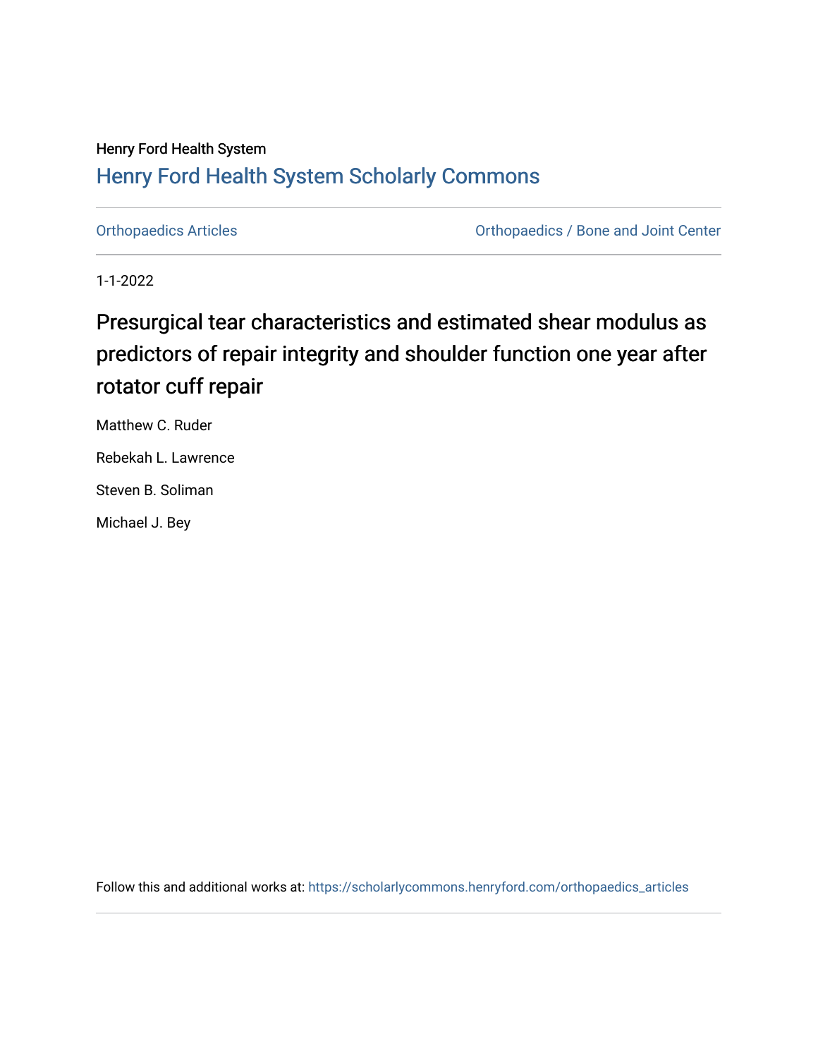Henry Ford Health System

## Henry Ford Health System Scholarly Commons

Orthopaedics Articles | Orthopaedics / Bone and Joint Center

1-1-2022

# Presurgical tear characteristics and estimated shear modulus as predictors of repair integrity and shoulder function one year after rotator cuff repair

Matthew C. Ruder

Rebekah L. Lawrence

Steven B. Soliman

Michael J. Bey

Follow this and additional works at: https://scholarlycommons.henryford.com/orthopaedics_articles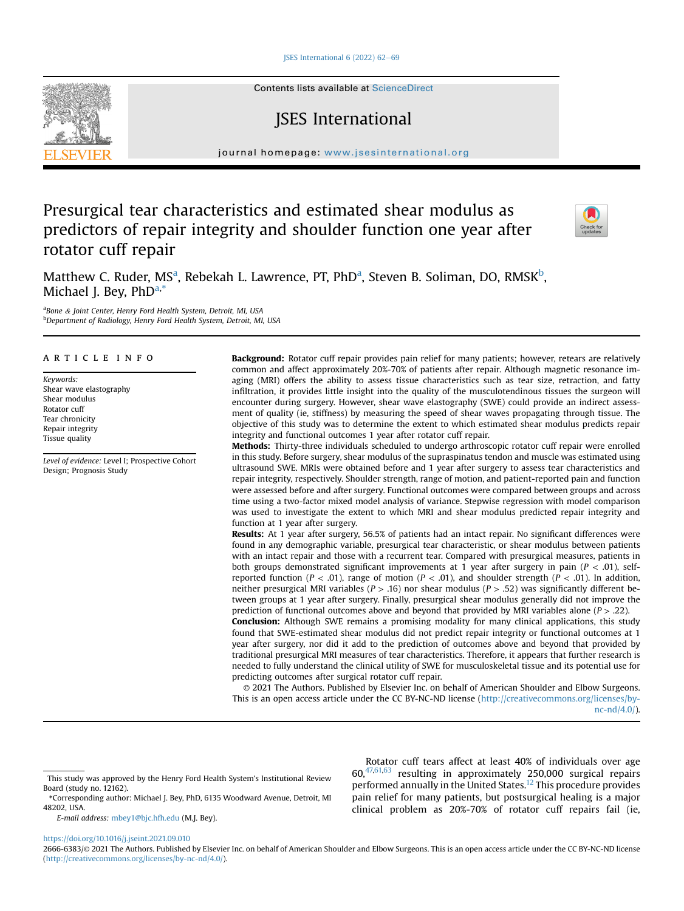# Presurgical tear characteristics and estimated shear modulus as predictors of repair integrity and shoulder function one year after rotator cuff repair

Matthew C. Ruder, MS[a], Rebekah L. Lawrence, PT, PhD[a], Steven B. Soliman, DO, RMSK[b], Michael J. Bey, PhD[a,*]

[a]Bone & Joint Center, Henry Ford Health System, Detroit, MI, USA
[b]Department of Radiology, Henry Ford Health System, Detroit, MI, USA

## ARTICLE INFO

*Keywords:*
Shear wave elastography
Shear modulus
Rotator cuff
Tear chronicity
Repair integrity
Tissue quality

*Level of evidence:* Level I; Prospective Cohort Design; Prognosis Study

**Background:** Rotator cuff repair provides pain relief for many patients; however, retears are relatively common and affect approximately 20%-70% of patients after repair. Although magnetic resonance imaging (MRI) offers the ability to assess tissue characteristics such as tear size, retraction, and fatty infiltration, it provides little insight into the quality of the musculotendinous tissues the surgeon will encounter during surgery. However, shear wave elastography (SWE) could provide an indirect assessment of quality (ie, stiffness) by measuring the speed of shear waves propagating through tissue. The objective of this study was to determine the extent to which estimated shear modulus predicts repair integrity and functional outcomes 1 year after rotator cuff repair.

**Methods:** Thirty-three individuals scheduled to undergo arthroscopic rotator cuff repair were enrolled in this study. Before surgery, shear modulus of the supraspinatus tendon and muscle was estimated using ultrasound SWE. MRIs were obtained before and 1 year after surgery to assess tear characteristics and repair integrity, respectively. Shoulder strength, range of motion, and patient-reported pain and function were assessed before and after surgery. Functional outcomes were compared between groups and across time using a two-factor mixed model analysis of variance. Stepwise regression with model comparison was used to investigate the extent to which MRI and shear modulus predicted repair integrity and function at 1 year after surgery.

**Results:** At 1 year after surgery, 56.5% of patients had an intact repair. No significant differences were found in any demographic variable, presurgical tear characteristic, or shear modulus between patients with an intact repair and those with a recurrent tear. Compared with presurgical measures, patients in both groups demonstrated significant improvements at 1 year after surgery in pain ($P < .01$), self-reported function ($P < .01$), range of motion ($P < .01$), and shoulder strength ($P < .01$). In addition, neither presurgical MRI variables ($P > .16$) nor shear modulus ($P > .52$) was significantly different between groups at 1 year after surgery. Finally, presurgical shear modulus generally did not improve the prediction of functional outcomes above and beyond that provided by MRI variables alone ($P > .22$).

**Conclusion:** Although SWE remains a promising modality for many clinical applications, this study found that SWE-estimated shear modulus did not predict repair integrity or functional outcomes at 1 year after surgery, nor did it add to the prediction of outcomes above and beyond that provided by traditional presurgical MRI measures of tear characteristics. Therefore, it appears that further research is needed to fully understand the clinical utility of SWE for musculoskeletal tissue and its potential use for predicting outcomes after surgical rotator cuff repair.

© 2021 The Authors. Published by Elsevier Inc. on behalf of American Shoulder and Elbow Surgeons. This is an open access article under the CC BY-NC-ND license (http://creativecommons.org/licenses/by-nc-nd/4.0/).

Rotator cuff tears affect at least 40% of individuals over age 60,[47,61,63] resulting in approximately 250,000 surgical repairs performed annually in the United States.[12] This procedure provides pain relief for many patients, but postsurgical healing is a major clinical problem as 20%-70% of rotator cuff repairs fail (ie,

This study was approved by the Henry Ford Health System's Institutional Review Board (study no. 12162).

*Corresponding author: Michael J. Bey, PhD, 6135 Woodward Avenue, Detroit, MI 48202, USA.

E-mail address: mbey1@bjc.hfh.edu (M.J. Bey).

https://doi.org/10.1016/j.jseint.2021.09.010

2666-6383/© 2021 The Authors. Published by Elsevier Inc. on behalf of American Shoulder and Elbow Surgeons. This is an open access article under the CC BY-NC-ND license (http://creativecommons.org/licenses/by-nc-nd/4.0/).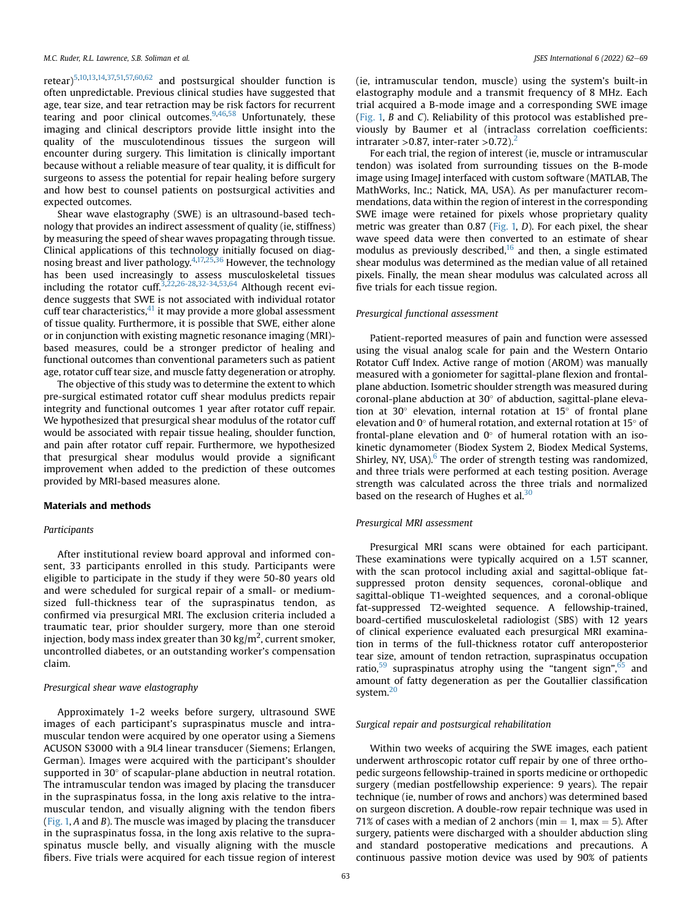retear)[5,10,13,14,37,51,57,60,62] and postsurgical shoulder function is often unpredictable. Previous clinical studies have suggested that age, tear size, and tear retraction may be risk factors for recurrent tearing and poor clinical outcomes.[9,46,58] Unfortunately, these imaging and clinical descriptors provide little insight into the quality of the musculotendinous tissues the surgeon will encounter during surgery. This limitation is clinically important because without a reliable measure of tear quality, it is difficult for surgeons to assess the potential for repair healing before surgery and how best to counsel patients on postsurgical activities and expected outcomes.

Shear wave elastography (SWE) is an ultrasound-based technology that provides an indirect assessment of quality (ie, stiffness) by measuring the speed of shear waves propagating through tissue. Clinical applications of this technology initially focused on diagnosing breast and liver pathology.[4,17,25,36] However, the technology has been used increasingly to assess musculoskeletal tissues including the rotator cuff.[3,22,26-28,32-34,53,64] Although recent evidence suggests that SWE is not associated with individual rotator cuff tear characteristics,[41] it may provide a more global assessment of tissue quality. Furthermore, it is possible that SWE, either alone or in conjunction with existing magnetic resonance imaging (MRI)-based measures, could be a stronger predictor of healing and functional outcomes than conventional parameters such as patient age, rotator cuff tear size, and muscle fatty degeneration or atrophy.

The objective of this study was to determine the extent to which pre-surgical estimated rotator cuff shear modulus predicts repair integrity and functional outcomes 1 year after rotator cuff repair. We hypothesized that presurgical shear modulus of the rotator cuff would be associated with repair tissue healing, shoulder function, and pain after rotator cuff repair. Furthermore, we hypothesized that presurgical shear modulus would provide a significant improvement when added to the prediction of these outcomes provided by MRI-based measures alone.

## Materials and methods

### Participants

After institutional review board approval and informed consent, 33 participants enrolled in this study. Participants were eligible to participate in the study if they were 50-80 years old and were scheduled for surgical repair of a small- or medium-sized full-thickness tear of the supraspinatus tendon, as confirmed via presurgical MRI. The exclusion criteria included a traumatic tear, prior shoulder surgery, more than one steroid injection, body mass index greater than 30 kg/m$^2$, current smoker, uncontrolled diabetes, or an outstanding worker's compensation claim.

### Presurgical shear wave elastography

Approximately 1-2 weeks before surgery, ultrasound SWE images of each participant's supraspinatus muscle and intramuscular tendon were acquired by one operator using a Siemens ACUSON S3000 with a 9L4 linear transducer (Siemens; Erlangen, German). Images were acquired with the participant's shoulder supported in 30° of scapular-plane abduction in neutral rotation. The intramuscular tendon was imaged by placing the transducer in the supraspinatus fossa, in the long axis relative to the intramuscular tendon, and visually aligning with the tendon fibers (Fig. 1, *A* and *B*). The muscle was imaged by placing the transducer in the supraspinatus fossa, in the long axis relative to the supraspinatus muscle belly, and visually aligning with the muscle fibers. Five trials were acquired for each tissue region of interest (ie, intramuscular tendon, muscle) using the system's built-in elastography module and a transmit frequency of 8 MHz. Each trial acquired a B-mode image and a corresponding SWE image (Fig. 1, *B* and *C*). Reliability of this protocol was established previously by Baumer et al (intraclass correlation coefficients: intrarater >0.87, inter-rater >0.72).[2]

For each trial, the region of interest (ie, muscle or intramuscular tendon) was isolated from surrounding tissues on the B-mode image using ImageJ interfaced with custom software (MATLAB, The MathWorks, Inc.; Natick, MA, USA). As per manufacturer recommendations, data within the region of interest in the corresponding SWE image were retained for pixels whose proprietary quality metric was greater than 0.87 (Fig. 1, *D*). For each pixel, the shear wave speed data were then converted to an estimate of shear modulus as previously described,[16] and then, a single estimated shear modulus was determined as the median value of all retained pixels. Finally, the mean shear modulus was calculated across all five trials for each tissue region.

### Presurgical functional assessment

Patient-reported measures of pain and function were assessed using the visual analog scale for pain and the Western Ontario Rotator Cuff Index. Active range of motion (AROM) was manually measured with a goniometer for sagittal-plane flexion and frontal-plane abduction. Isometric shoulder strength was measured during coronal-plane abduction at 30° of abduction, sagittal-plane elevation at 30° elevation, internal rotation at 15° of frontal plane elevation and 0° of humeral rotation, and external rotation at 15° of frontal-plane elevation and 0° of humeral rotation with an isokinetic dynamometer (Biodex System 2, Biodex Medical Systems, Shirley, NY, USA).[6] The order of strength testing was randomized, and three trials were performed at each testing position. Average strength was calculated across the three trials and normalized based on the research of Hughes et al.[30]

### Presurgical MRI assessment

Presurgical MRI scans were obtained for each participant. These examinations were typically acquired on a 1.5T scanner, with the scan protocol including axial and sagittal-oblique fat-suppressed proton density sequences, coronal-oblique and sagittal-oblique T1-weighted sequences, and a coronal-oblique fat-suppressed T2-weighted sequence. A fellowship-trained, board-certified musculoskeletal radiologist (SBS) with 12 years of clinical experience evaluated each presurgical MRI examination in terms of the full-thickness rotator cuff anteroposterior tear size, amount of tendon retraction, supraspinatus occupation ratio,[59] supraspinatus atrophy using the "tangent sign",[65] and amount of fatty degeneration as per the Goutallier classification system.[20]

### Surgical repair and postsurgical rehabilitation

Within two weeks of acquiring the SWE images, each patient underwent arthroscopic rotator cuff repair by one of three orthopedic surgeons fellowship-trained in sports medicine or orthopedic surgery (median postfellowship experience: 9 years). The repair technique (ie, number of rows and anchors) was determined based on surgeon discretion. A double-row repair technique was used in 71% of cases with a median of 2 anchors (min = 1, max = 5). After surgery, patients were discharged with a shoulder abduction sling and standard postoperative medications and precautions. A continuous passive motion device was used by 90% of patients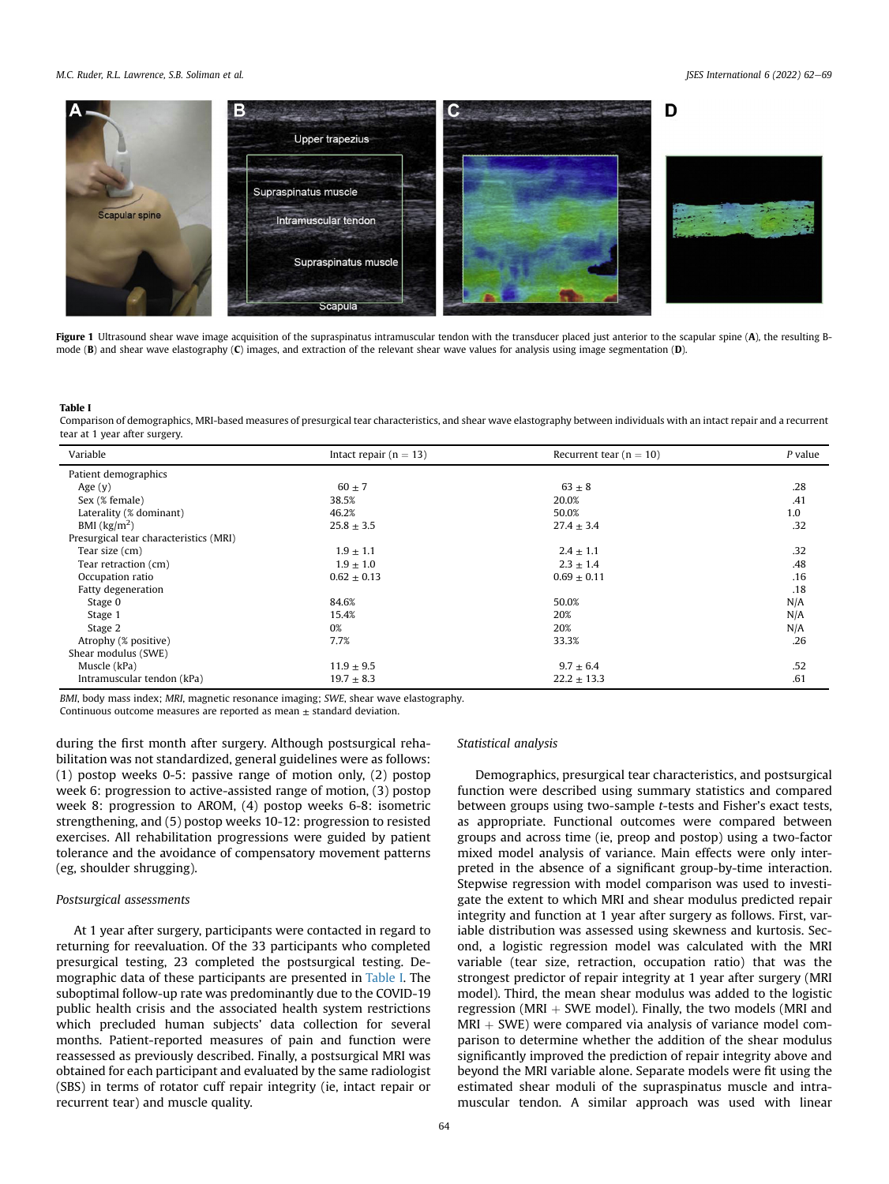Figure 1 Ultrasound shear wave image acquisition of the supraspinatus intramuscular tendon with the transducer placed just anterior to the scapular spine (**A**), the resulting B-mode (**B**) and shear wave elastography (**C**) images, and extraction of the relevant shear wave values for analysis using image segmentation (**D**).

**Table I**
Comparison of demographics, MRI-based measures of presurgical tear characteristics, and shear wave elastography between individuals with an intact repair and a recurrent tear at 1 year after surgery.

| Variable | Intact repair (n = 13) | Recurrent tear (n = 10) | P value |
|---|---|---|---|
| Patient demographics | | | |
| Age (y) | 60 ± 7 | 63 ± 8 | .28 |
| Sex (% female) | 38.5% | 20.0% | .41 |
| Laterality (% dominant) | 46.2% | 50.0% | 1.0 |
| BMI (kg/m$^2$) | 25.8 ± 3.5 | 27.4 ± 3.4 | .32 |
| Presurgical tear characteristics (MRI) | | | |
| Tear size (cm) | 1.9 ± 1.1 | 2.4 ± 1.1 | .32 |
| Tear retraction (cm) | 1.9 ± 1.0 | 2.3 ± 1.4 | .48 |
| Occupation ratio | 0.62 ± 0.13 | 0.69 ± 0.11 | .16 |
| Fatty degeneration | | | .18 |
| Stage 0 | 84.6% | 50.0% | N/A |
| Stage 1 | 15.4% | 20% | N/A |
| Stage 2 | 0% | 20% | N/A |
| Atrophy (% positive) | 7.7% | 33.3% | .26 |
| Shear modulus (SWE) | | | |
| Muscle (kPa) | 11.9 ± 9.5 | 9.7 ± 6.4 | .52 |
| Intramuscular tendon (kPa) | 19.7 ± 8.3 | 22.2 ± 13.3 | .61 |

*BMI*, body mass index; *MRI*, magnetic resonance imaging; *SWE*, shear wave elastography.
Continuous outcome measures are reported as mean ± standard deviation.

during the first month after surgery. Although postsurgical rehabilitation was not standardized, general guidelines were as follows: (1) postop weeks 0-5: passive range of motion only, (2) postop week 6: progression to active-assisted range of motion, (3) postop week 8: progression to AROM, (4) postop weeks 6-8: isometric strengthening, and (5) postop weeks 10-12: progression to resisted exercises. All rehabilitation progressions were guided by patient tolerance and the avoidance of compensatory movement patterns (eg, shoulder shrugging).

### Postsurgical assessments

At 1 year after surgery, participants were contacted in regard to returning for reevaluation. Of the 33 participants who completed presurgical testing, 23 completed the postsurgical testing. Demographic data of these participants are presented in Table I. The suboptimal follow-up rate was predominantly due to the COVID-19 public health crisis and the associated health system restrictions which precluded human subjects' data collection for several months. Patient-reported measures of pain and function were reassessed as previously described. Finally, a postsurgical MRI was obtained for each participant and evaluated by the same radiologist (SBS) in terms of rotator cuff repair integrity (ie, intact repair or recurrent tear) and muscle quality.

### Statistical analysis

Demographics, presurgical tear characteristics, and postsurgical function were described using summary statistics and compared between groups using two-sample *t*-tests and Fisher's exact tests, as appropriate. Functional outcomes were compared between groups and across time (ie, preop and postop) using a two-factor mixed model analysis of variance. Main effects were only interpreted in the absence of a significant group-by-time interaction. Stepwise regression with model comparison was used to investigate the extent to which MRI and shear modulus predicted repair integrity and function at 1 year after surgery as follows. First, variable distribution was assessed using skewness and kurtosis. Second, a logistic regression model was calculated with the MRI variable (tear size, retraction, occupation ratio) that was the strongest predictor of repair integrity at 1 year after surgery (MRI model). Third, the mean shear modulus was added to the logistic regression (MRI + SWE model). Finally, the two models (MRI and MRI + SWE) were compared via analysis of variance model comparison to determine whether the addition of the shear modulus significantly improved the prediction of repair integrity above and beyond the MRI variable alone. Separate models were fit using the estimated shear moduli of the supraspinatus muscle and intramuscular tendon. A similar approach was used with linear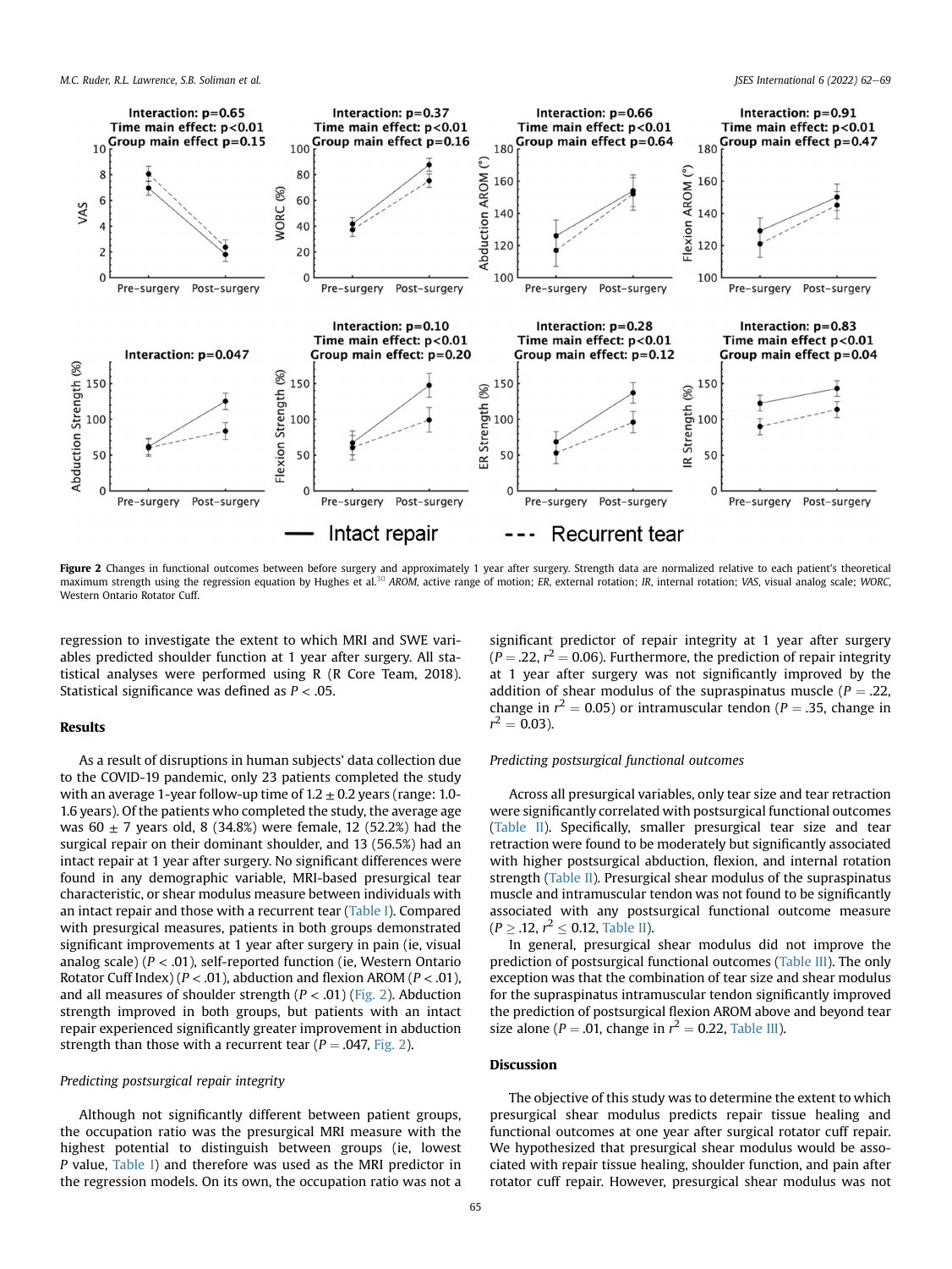Figure 2 Changes in functional outcomes between before surgery and approximately 1 year after surgery. Strength data are normalized relative to each patient's theoretical maximum strength using the regression equation by Hughes et al.[30] *AROM*, active range of motion; *ER*, external rotation; *IR*, internal rotation; *VAS*, visual analog scale; *WORC*, Western Ontario Rotator Cuff.

regression to investigate the extent to which MRI and SWE variables predicted shoulder function at 1 year after surgery. All statistical analyses were performed using R (R Core Team, 2018). Statistical significance was defined as $P < .05$.

## Results

As a result of disruptions in human subjects' data collection due to the COVID-19 pandemic, only 23 patients completed the study with an average 1-year follow-up time of 1.2 ± 0.2 years (range: 1.0-1.6 years). Of the patients who completed the study, the average age was 60 ± 7 years old, 8 (34.8%) were female, 12 (52.2%) had the surgical repair on their dominant shoulder, and 13 (56.5%) had an intact repair at 1 year after surgery. No significant differences were found in any demographic variable, MRI-based presurgical tear characteristic, or shear modulus measure between individuals with an intact repair and those with a recurrent tear (Table I). Compared with presurgical measures, patients in both groups demonstrated significant improvements at 1 year after surgery in pain (ie, visual analog scale) ($P < .01$), self-reported function (ie, Western Ontario Rotator Cuff Index) ($P < .01$), abduction and flexion AROM ($P < .01$), and all measures of shoulder strength ($P < .01$) (Fig. 2). Abduction strength improved in both groups, but patients with an intact repair experienced significantly greater improvement in abduction strength than those with a recurrent tear ($P = .047$, Fig. 2).

### *Predicting postsurgical repair integrity*

Although not significantly different between patient groups, the occupation ratio was the presurgical MRI measure with the highest potential to distinguish between groups (ie, lowest *P* value, Table I) and therefore was used as the MRI predictor in the regression models. On its own, the occupation ratio was not a significant predictor of repair integrity at 1 year after surgery ($P = .22$, $r^2 = 0.06$). Furthermore, the prediction of repair integrity at 1 year after surgery was not significantly improved by the addition of shear modulus of the supraspinatus muscle ($P = .22$, change in $r^2 = 0.05$) or intramuscular tendon ($P = .35$, change in $r^2 = 0.03$).

### *Predicting postsurgical functional outcomes*

Across all presurgical variables, only tear size and tear retraction were significantly correlated with postsurgical functional outcomes (Table II). Specifically, smaller presurgical tear size and tear retraction were found to be moderately but significantly associated with higher postsurgical abduction, flexion, and internal rotation strength (Table II). Presurgical shear modulus of the supraspinatus muscle and intramuscular tendon was not found to be significantly associated with any postsurgical functional outcome measure ($P \geq .12$, $r^2 \leq 0.12$, Table II).

In general, presurgical shear modulus did not improve the prediction of postsurgical functional outcomes (Table III). The only exception was that the combination of tear size and shear modulus for the supraspinatus intramuscular tendon significantly improved the prediction of postsurgical flexion AROM above and beyond tear size alone ($P = .01$, change in $r^2 = 0.22$, Table III).

## Discussion

The objective of this study was to determine the extent to which presurgical shear modulus predicts repair tissue healing and functional outcomes at one year after surgical rotator cuff repair. We hypothesized that presurgical shear modulus would be associated with repair tissue healing, shoulder function, and pain after rotator cuff repair. However, presurgical shear modulus was not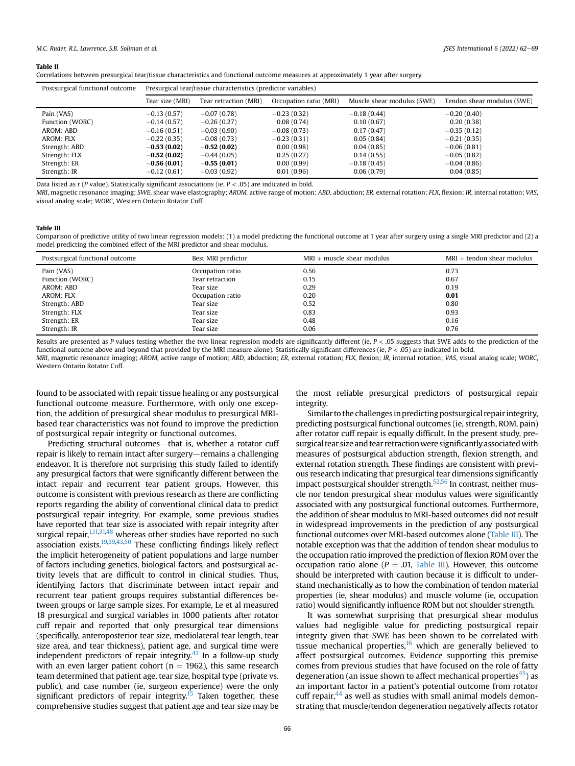**Table II**

Correlations between presurgical tear/tissue characteristics and functional outcome measures at approximately 1 year after surgery.

| Postsurgical functional outcome | Presurgical tear/tissue characteristics (predictor variables) | | | | |
|---|---|---|---|---|---|
| | Tear size (MRI) | Tear retraction (MRI) | Occupation ratio (MRI) | Muscle shear modulus (SWE) | Tendon shear modulus (SWE) |
| Pain (VAS) | −0.13 (0.57) | −0.07 (0.78) | −0.23 (0.32) | −0.18 (0.44) | −0.20 (0.40) |
| Function (WORC) | −0.14 (0.57) | −0.26 (0.27) | 0.08 (0.74) | 0.10 (0.67) | 0.20 (0.38) |
| AROM: ABD | −0.16 (0.51) | −0.03 (0.90) | −0.08 (0.73) | 0.17 (0.47) | −0.35 (0.12) |
| AROM: FLX | −0.22 (0.35) | −0.08 (0.73) | −0.23 (0.31) | 0.05 (0.84) | −0.21 (0.35) |
| Strength: ABD | **−0.53 (0.02)** | **−0.52 (0.02)** | 0.00 (0.98) | 0.04 (0.85) | −0.06 (0.81) |
| Strength: FLX | **−0.52 (0.02)** | −0.44 (0.05) | 0.25 (0.27) | 0.14 (0.55) | −0.05 (0.82) |
| Strength: ER | **−0.56 (0.01)** | **−0.55 (0.01)** | 0.00 (0.99) | −0.18 (0.45) | −0.04 (0.86) |
| Strength: IR | −0.12 (0.61) | −0.03 (0.92) | 0.01 (0.96) | 0.06 (0.79) | 0.04 (0.85) |

Data listed as r (P value). Statistically significant associations (ie, $P < .05$) are indicated in bold.

*MRI*, magnetic resonance imaging; *SWE*, shear wave elastography; *AROM*, active range of motion; *ABD*, abduction; *ER*, external rotation; *FLX*, flexion; *IR*, internal rotation; *VAS*, visual analog scale; *WORC*, Western Ontario Rotator Cuff.

**Table III**

Comparison of predictive utility of two linear regression models: (1) a model predicting the functional outcome at 1 year after surgery using a single MRI predictor and (2) a model predicting the combined effect of the MRI predictor and shear modulus.

| Postsurgical functional outcome | Best MRI predictor | MRI + muscle shear modulus | MRI + tendon shear modulus |
|---|---|---|---|
| Pain (VAS) | Occupation ratio | 0.56 | 0.73 |
| Function (WORC) | Tear retraction | 0.15 | 0.67 |
| AROM: ABD | Tear size | 0.29 | 0.19 |
| AROM: FLX | Occupation ratio | 0.20 | **0.01** |
| Strength: ABD | Tear size | 0.52 | 0.80 |
| Strength: FLX | Tear size | 0.83 | 0.93 |
| Strength: ER | Tear size | 0.48 | 0.16 |
| Strength: IR | Tear size | 0.06 | 0.76 |

Results are presented as P values testing whether the two linear regression models are significantly different (ie, $P < .05$ suggests that SWE adds to the prediction of the functional outcome above and beyond that provided by the MRI measure alone). Statistically significant differences (ie, $P < .05$) are indicated in bold.

*MRI*, magnetic resonance imaging; *AROM*, active range of motion; *ABD*, abduction; *ER*, external rotation; *FLX*, flexion; *IR*, internal rotation; *VAS*, visual analog scale; *WORC*, Western Ontario Rotator Cuff.

found to be associated with repair tissue healing or any postsurgical functional outcome measure. Furthermore, with only one exception, the addition of presurgical shear modulus to presurgical MRI-based tear characteristics was not found to improve the prediction of postsurgical repair integrity or functional outcomes.

Predicting structural outcomes—that is, whether a rotator cuff repair is likely to remain intact after surgery—remains a challenging endeavor. It is therefore not surprising this study failed to identify any presurgical factors that were significantly different between the intact repair and recurrent tear patient groups. However, this outcome is consistent with previous research as there are conflicting reports regarding the ability of conventional clinical data to predict postsurgical repair integrity. For example, some previous studies have reported that tear size is associated with repair integrity after surgical repair,[1,11,31,48] whereas other studies have reported no such association exists.[19,39,43,50] These conflicting findings likely reflect the implicit heterogeneity of patient populations and large number of factors including genetics, biological factors, and postsurgical activity levels that are difficult to control in clinical studies. Thus, identifying factors that discriminate between intact repair and recurrent tear patient groups requires substantial differences between groups or large sample sizes. For example, Le et al measured 18 presurgical and surgical variables in 1000 patients after rotator cuff repair and reported that only presurgical tear dimensions (specifically, anteroposterior tear size, mediolateral tear length, tear size area, and tear thickness) were independent predictors of repair integrity.[42] In a follow-up study with an even larger patient cohort ($n = 1962$), this same research team determined that patient age, tear size, hospital type (private vs. public), and case number (ie, surgeon experience) were the only significant predictors of repair integrity.[15] Taken together, these comprehensive studies suggest that patient age and tear size may be the most reliable presurgical predictors of postsurgical repair integrity.

Similar to the challenges in predicting postsurgical repair integrity, predicting postsurgical functional outcomes (ie, strength, ROM, pain) after rotator cuff repair is equally difficult. In the present study, presurgical tear size and tear retraction were significantly associated with measures of postsurgical abduction strength, flexion strength, and external rotation strength. These findings are consistent with previous research indicating that presurgical tear dimensions significantly impact postsurgical shoulder strength.[52,56] In contrast, neither muscle nor tendon presurgical shear modulus values were significantly associated with any postsurgical functional outcomes. Furthermore, the addition of shear modulus to MRI-based outcomes did not result in widespread improvements in the prediction of any postsurgical functional outcomes over MRI-based outcomes alone (Table III). The notable exception was that the addition of tendon shear modulus to the occupation ratio improved the prediction of flexion ROM over the occupation ratio alone ($P = .01$, Table III). However, this outcome should be interpreted with caution because it is difficult to understand mechanistically as to how the combination of tendon material properties (ie, shear modulus) and muscle volume (ie, occupation ratio) would significantly influence ROM but not shoulder strength.

It was somewhat surprising that presurgical shear modulus values had negligible value for predicting postsurgical repair integrity given that SWE has been shown to be correlated with tissue mechanical properties,[16] which are generally believed to affect postsurgical outcomes. Evidence supporting this premise comes from previous studies that have focused on the role of fatty degeneration (an issue shown to affect mechanical properties[45]) as an important factor in a patient's potential outcome from rotator cuff repair,[44] as well as studies with small animal models demonstrating that muscle/tendon degeneration negatively affects rotator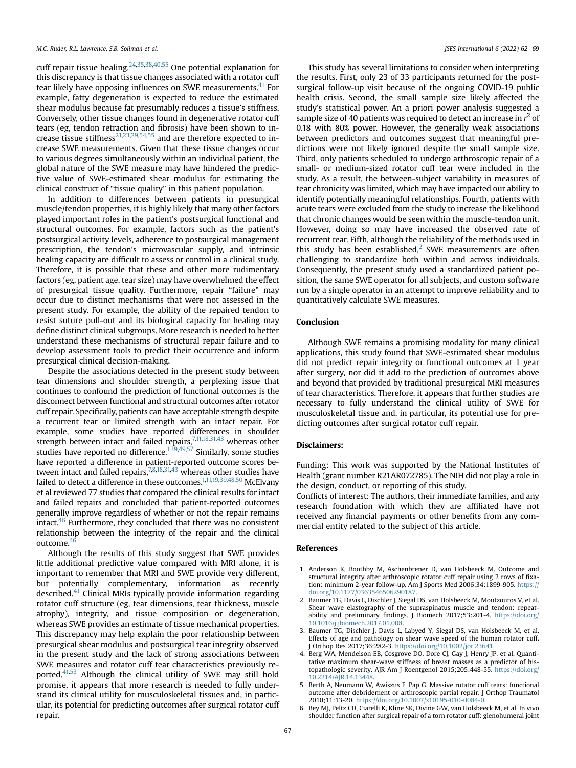cuff repair tissue healing.[24,35,38,40,55] One potential explanation for this discrepancy is that tissue changes associated with a rotator cuff tear likely have opposing influences on SWE measurements.[41] For example, fatty degeneration is expected to reduce the estimated shear modulus because fat presumably reduces a tissue's stiffness. Conversely, other tissue changes found in degenerative rotator cuff tears (eg, tendon retraction and fibrosis) have been shown to increase tissue stiffness[21,23,29,54,55] and are therefore expected to increase SWE measurements. Given that these tissue changes occur to various degrees simultaneously within an individual patient, the global nature of the SWE measure may have hindered the predictive value of SWE-estimated shear modulus for estimating the clinical construct of "tissue quality" in this patient population.

In addition to differences between patients in presurgical muscle/tendon properties, it is highly likely that many other factors played important roles in the patient's postsurgical functional and structural outcomes. For example, factors such as the patient's postsurgical activity levels, adherence to postsurgical management prescription, the tendon's microvascular supply, and intrinsic healing capacity are difficult to assess or control in a clinical study. Therefore, it is possible that these and other more rudimentary factors (eg, patient age, tear size) may have overwhelmed the effect of presurgical tissue quality. Furthermore, repair "failure" may occur due to distinct mechanisms that were not assessed in the present study. For example, the ability of the repaired tendon to resist suture pull-out and its biological capacity for healing may define distinct clinical subgroups. More research is needed to better understand these mechanisms of structural repair failure and to develop assessment tools to predict their occurrence and inform presurgical clinical decision-making.

Despite the associations detected in the present study between tear dimensions and shoulder strength, a perplexing issue that continues to confound the prediction of functional outcomes is the disconnect between functional and structural outcomes after rotator cuff repair. Specifically, patients can have acceptable strength despite a recurrent tear or limited strength with an intact repair. For example, some studies have reported differences in shoulder strength between intact and failed repairs,[7,11,18,31,43] whereas other studies have reported no difference.[1,39,49,57] Similarly, some studies have reported a difference in patient-reported outcome scores between intact and failed repairs,[7,8,18,31,43] whereas other studies have failed to detect a difference in these outcomes.[1,11,19,39,48,50] McElvany et al reviewed 77 studies that compared the clinical results for intact and failed repairs and concluded that patient-reported outcomes generally improve regardless of whether or not the repair remains intact.[46] Furthermore, they concluded that there was no consistent relationship between the integrity of the repair and the clinical outcome.[46]

Although the results of this study suggest that SWE provides little additional predictive value compared with MRI alone, it is important to remember that MRI and SWE provide very different, but potentially complementary, information as recently described.[41] Clinical MRIs typically provide information regarding rotator cuff structure (eg, tear dimensions, tear thickness, muscle atrophy), integrity, and tissue composition or degeneration, whereas SWE provides an estimate of tissue mechanical properties. This discrepancy may help explain the poor relationship between presurgical shear modulus and postsurgical tear integrity observed in the present study and the lack of strong associations between SWE measures and rotator cuff tear characteristics previously reported.[41,53] Although the clinical utility of SWE may still hold promise, it appears that more research is needed to fully understand its clinical utility for musculoskeletal tissues and, in particular, its potential for predicting outcomes after surgical rotator cuff repair.

This study has several limitations to consider when interpreting the results. First, only 23 of 33 participants returned for the postsurgical follow-up visit because of the ongoing COVID-19 public health crisis. Second, the small sample size likely affected the study's statistical power. An a priori power analysis suggested a sample size of 40 patients was required to detect an increase in $r^2$ of 0.18 with 80% power. However, the generally weak associations between predictors and outcomes suggest that meaningful predictions were not likely ignored despite the small sample size. Third, only patients scheduled to undergo arthroscopic repair of a small- or medium-sized rotator cuff tear were included in the study. As a result, the between-subject variability in measures of tear chronicity was limited, which may have impacted our ability to identify potentially meaningful relationships. Fourth, patients with acute tears were excluded from the study to increase the likelihood that chronic changes would be seen within the muscle-tendon unit. However, doing so may have increased the observed rate of recurrent tear. Fifth, although the reliability of the methods used in this study has been established,[2] SWE measurements are often challenging to standardize both within and across individuals. Consequently, the present study used a standardized patient position, the same SWE operator for all subjects, and custom software run by a single operator in an attempt to improve reliability and to quantitatively calculate SWE measures.

## Conclusion

Although SWE remains a promising modality for many clinical applications, this study found that SWE-estimated shear modulus did not predict repair integrity or functional outcomes at 1 year after surgery, nor did it add to the prediction of outcomes above and beyond that provided by traditional presurgical MRI measures of tear characteristics. Therefore, it appears that further studies are necessary to fully understand the clinical utility of SWE for musculoskeletal tissue and, in particular, its potential use for predicting outcomes after surgical rotator cuff repair.

## Disclaimers:

Funding: This work was supported by the National Institutes of Health (grant number R21AR072785). The NIH did not play a role in the design, conduct, or reporting of this study.

Conflicts of interest: The authors, their immediate families, and any research foundation with which they are affiliated have not received any financial payments or other benefits from any commercial entity related to the subject of this article.

## References

1. Anderson K, Boothby M, Aschenbrener D, van Holsbeeck M. Outcome and structural integrity after arthroscopic rotator cuff repair using 2 rows of fixation: minimum 2-year follow-up. Am J Sports Med 2006;34:1899-905. https://doi.org/10.1177/0363546506290187.
2. Baumer TG, Davis L, Dischler J, Siegal DS, van Holsbeeck M, Moutzouros V, et al. Shear wave elastography of the supraspinatus muscle and tendon: repeatability and preliminary findings. J Biomech 2017;53:201-4. https://doi.org/10.1016/j.jbiomech.2017.01.008.
3. Baumer TG, Dischler J, Davis L, Labyed Y, Siegal DS, van Holsbeeck M, et al. Effects of age and pathology on shear wave speed of the human rotator cuff. J Orthop Res 2017;36:282-3. https://doi.org/10.1002/jor.23641.
4. Berg WA, Mendelson EB, Cosgrove DO, Dore CJ, Gay J, Henry JP, et al. Quantitative maximum shear-wave stiffness of breast masses as a predictor of histopathologic severity. AJR Am J Roentgenol 2015;205:448-55. https://doi.org/10.2214/AJR.14.13448.
5. Berth A, Neumann W, Awiszus F, Pap G. Massive rotator cuff tears: functional outcome after debridement or arthroscopic partial repair. J Orthop Traumatol 2010;11:13-20. https://doi.org/10.1007/s10195-010-0084-0.
6. Bey MJ, Peltz CD, Ciarelli K, Kline SK, Divine GW, van Holsbeeck M, et al. In vivo shoulder function after surgical repair of a torn rotator cuff: glenohumeral joint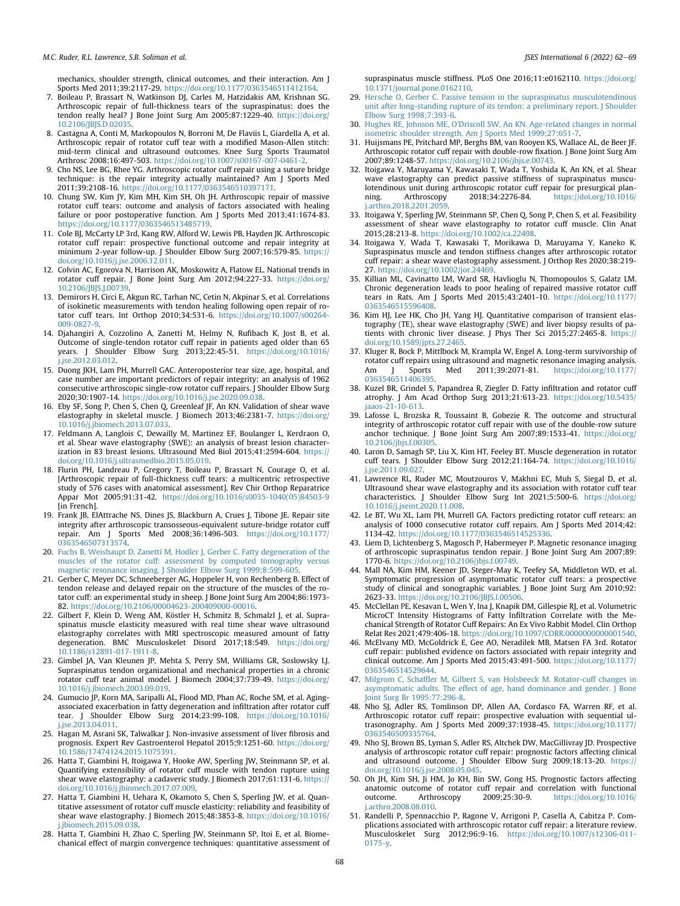mechanics, shoulder strength, clinical outcomes, and their interaction. Am J Sports Med 2011;39:2117-29. https://doi.org/10.1177/0363546511412164.

7. Boileau P, Brassart N, Watkinson DJ, Carles M, Hatzidakis AM, Krishnan SG. Arthroscopic repair of full-thickness tears of the supraspinatus: does the tendon really heal? J Bone Joint Surg Am 2005;87:1229-40. https://doi.org/10.2106/JBJS.D.02035.
8. Castagna A, Conti M, Markopoulos N, Borroni M, De Flaviis L, Giardella A, et al. Arthroscopic repair of rotator cuff tear with a modified Mason-Allen stitch: mid-term clinical and ultrasound outcomes. Knee Surg Sports Traumatol Arthrosc 2008;16:497-503. https://doi.org/10.1007/s00167-007-0461-2.
9. Cho NS, Lee BG, Rhee YG. Arthroscopic rotator cuff repair using a suture bridge technique: is the repair integrity actually maintained? Am J Sports Med 2011;39:2108-16. https://doi.org/10.1177/0363546510397171.
10. Chung SW, Kim JY, Kim MH, Kim SH, Oh JH. Arthroscopic repair of massive rotator cuff tears: outcome and analysis of factors associated with healing failure or poor postoperative function. Am J Sports Med 2013;41:1674-83. https://doi.org/10.1177/0363546513485719.
11. Cole BJ, McCarty LP 3rd, Kang RW, Alford W, Lewis PB, Hayden JK. Arthroscopic rotator cuff repair: prospective functional outcome and repair integrity at minimum 2-year follow-up. J Shoulder Elbow Surg 2007;16:579-85. https://doi.org/10.1016/j.jse.2006.12.011.
12. Colvin AC, Egorova N, Harrison AK, Moskowitz A, Flatow EL. National trends in rotator cuff repair. J Bone Joint Surg Am 2012;94:227-33. https://doi.org/10.2106/JBJS.J.00739.
13. Demirors H, Circi E, Akgun RC, Tarhan NC, Cetin N, Akpinar S, et al. Correlations of isokinetic measurements with tendon healing following open repair of rotator cuff tears. Int Orthop 2010;34:531-6. https://doi.org/10.1007/s00264-009-0827-9.
14. Djahangiri A, Cozzolino A, Zanetti M, Helmy N, Rufibach K, Jost B, et al. Outcome of single-tendon rotator cuff repair in patients aged older than 65 years. J Shoulder Elbow Surg 2013;22:45-51. https://doi.org/10.1016/j.jse.2012.03.012.
15. Duong JKH, Lam PH, Murrell GAC. Anteroposterior tear size, age, hospital, and case number are important predictors of repair integrity: an analysis of 1962 consecutive arthroscopic single-row rotator cuff repairs. J Shoulder Elbow Surg 2020;30:1907-14. https://doi.org/10.1016/j.jse.2020.09.038.
16. Eby SF, Song P, Chen S, Chen Q, Greenleaf JF, An KN. Validation of shear wave elastography in skeletal muscle. J Biomech 2013;46:2381-7. https://doi.org/10.1016/j.jbiomech.2013.07.033.
17. Feldmann A, Langlois C, Dewailly M, Martinez EF, Boulanger L, Kerdraon O, et al. Shear wave elastography (SWE): an analysis of breast lesion characterization in 83 breast lesions. Ultrasound Med Biol 2015;41:2594-604. https://doi.org/10.1016/j.ultrasmedbio.2015.05.019.
18. Flurin PH, Landreau P, Gregory T, Boileau P, Brassart N, Courage O, et al. [Arthroscopic repair of full-thickness cuff tears: a multicentric retrospective study of 576 cases with anatomical assessment]. Rev Chir Orthop Reparatrice Appar Mot 2005;91:31-42. https://doi.org/10.1016/s0035-1040(05)84503-9 [in French].
19. Frank JB, ElAttrache NS, Dines JS, Blackburn A, Crues J, Tibone JE. Repair site integrity after arthroscopic transosseous-equivalent suture-bridge rotator cuff repair. Am J Sports Med 2008;36:1496-503. https://doi.org/10.1177/0363546507313574.
20. Fuchs B, Weishaupt D, Zanetti M, Hodler J, Gerber C. Fatty degeneration of the muscles of the rotator cuff: assessment by computed tomography versus magnetic resonance imaging. J Shoulder Elbow Surg 1999;8:599-605.
21. Gerber C, Meyer DC, Schneeberger AG, Hoppeler H, von Rechenberg B. Effect of tendon release and delayed repair on the structure of the muscles of the rotator cuff: an experimental study in sheep. J Bone Joint Surg Am 2004;86:1973-82. https://doi.org/10.2106/00004623-200409000-00016.
22. Gilbert F, Klein D, Weng AM, Köstler H, Schmitz B, Schmalzl J, et al. Supraspinatus muscle elasticity measured with real time shear wave ultrasound elastography correlates with MRI spectroscopic measured amount of fatty degeneration. BMC Musculoskelet Disord 2017;18:549. https://doi.org/10.1186/s12891-017-1911-8.
23. Gimbel JA, Van Kleunen JP, Mehta S, Perry SM, Williams GR, Soslowsky LJ. Supraspinatus tendon organizational and mechanical properties in a chronic rotator cuff tear animal model. J Biomech 2004;37:739-49. https://doi.org/10.1016/j.jbiomech.2003.09.019.
24. Gumucio JP, Korn MA, Saripalli AL, Flood MD, Phan AC, Roche SM, et al. Aging-associated exacerbation in fatty degeneration and infiltration after rotator cuff tear. J Shoulder Elbow Surg 2014;23:99-108. https://doi.org/10.1016/j.jse.2013.04.011.
25. Hagan M, Asrani SK, Talwalkar J. Non-invasive assessment of liver fibrosis and prognosis. Expert Rev Gastroenterol Hepatol 2015;9:1251-60. https://doi.org/10.1586/17474124.2015.1075391.
26. Hatta T, Giambini H, Itoigawa Y, Hooke AW, Sperling JW, Steinmann SP, et al. Quantifying extensibility of rotator cuff muscle with tendon rupture using shear wave elastography: a cadaveric study. J Biomech 2017;61:131-6. https://doi.org/10.1016/j.jbiomech.2017.07.009.
27. Hatta T, Giambini H, Uehara K, Okamoto S, Chen S, Sperling JW, et al. Quantitative assessment of rotator cuff muscle elasticity: reliability and feasibility of shear wave elastography. J Biomech 2015;48:3853-8. https://doi.org/10.1016/j.jbiomech.2015.09.038.
28. Hatta T, Giambini H, Zhao C, Sperling JW, Steinmann SP, Itoi E, et al. Biomechanical effect of margin convergence techniques: quantitative assessment of supraspinatus muscle stiffness. PLoS One 2016;11:e0162110. https://doi.org/10.1371/journal.pone.0162110.
29. Hersche O, Gerber C. Passive tension in the supraspinatus musculotendinous unit after long-standing rupture of its tendon: a preliminary report. J Shoulder Elbow Surg 1998;7:393-6.
30. Hughes RE, Johnson ME, O'Driscoll SW, An KN. Age-related changes in normal isometric shoulder strength. Am J Sports Med 1999;27:651-7.
31. Huijsmans PE, Pritchard MP, Berghs BM, van Rooyen KS, Wallace AL, de Beer JF. Arthroscopic rotator cuff repair with double-row fixation. J Bone Joint Surg Am 2007;89:1248-57. https://doi.org/10.2106/jbjs.e.00743.
32. Itoigawa Y, Maruyama Y, Kawasaki T, Wada T, Yoshida K, An KN, et al. Shear wave elastography can predict passive stiffness of supraspinatus musculotendinous unit during arthroscopic rotator cuff repair for presurgical planning. Arthroscopy 2018;34:2276-84. https://doi.org/10.1016/j.arthro.2018.2201.2059.
33. Itoigawa Y, Sperling JW, Steinmann SP, Chen Q, Song P, Chen S, et al. Feasibility assessment of shear wave elastography to rotator cuff muscle. Clin Anat 2015;28:213-8. https://doi.org/10.1002/ca.22498.
34. Itoigawa Y, Wada T, Kawasaki T, Morikawa D, Maruyama Y, Kaneko K. Supraspinatus muscle and tendon stiffness changes after arthroscopic rotator cuff repair: a shear wave elastography assessment. J Orthop Res 2020;38:219-27. https://doi.org/10.1002/jor.24469.
35. Killian ML, Cavinatto LM, Ward SR, Havlioglu N, Thomopoulos S, Galatz LM. Chronic degeneration leads to poor healing of repaired massive rotator cuff tears in Rats. Am J Sports Med 2015;43:2401-10. https://doi.org/10.1177/0363546515596408.
36. Kim HJ, Lee HK, Cho JH, Yang HJ. Quantitative comparison of transient elastography (TE), shear wave elastography (SWE) and liver biopsy results of patients with chronic liver disease. J Phys Ther Sci 2015;27:2465-8. https://doi.org/10.1589/jpts.27.2465.
37. Kluger R, Bock P, Mittlbock M, Krampla W, Engel A. Long-term survivorship of rotator cuff repairs using ultrasound and magnetic resonance imaging analysis. Am J Sports Med 2011;39:2071-81. https://doi.org/10.1177/0363546511406395.
38. Kuzel BR, Grindel S, Papandrea R, Ziegler D. Fatty infiltration and rotator cuff atrophy. J Am Acad Orthop Surg 2013;21:613-23. https://doi.org/10.5435/jaaos-21-10-613.
39. Lafosse L, Brozska R, Toussaint B, Gobezie R. The outcome and structural integrity of arthroscopic rotator cuff repair with use of the double-row suture anchor technique. J Bone Joint Surg Am 2007;89:1533-41. https://doi.org/10.2106/jbjs.f.00305.
40. Laron D, Samagh SP, Liu X, Kim HT, Feeley BT. Muscle degeneration in rotator cuff tears. J Shoulder Elbow Surg 2012;21:164-74. https://doi.org/10.1016/j.jse.2011.09.027.
41. Lawrence RL, Ruder MC, Moutzouros V, Makhni EC, Muh S, Siegal D, et al. Ultrasound shear wave elastography and its association with rotator cuff tear characteristics. J Shoulder Elbow Surg Int 2021;5:500-6. https://doi.org/10.1016/j.jseint.2020.11.008.
42. Le BT, Wu XL, Lam PH, Murrell GA. Factors predicting rotator cuff retears: an analysis of 1000 consecutive rotator cuff repairs. Am J Sports Med 2014;42:1134-42. https://doi.org/10.1177/0363546514525336.
43. Liem D, Lichtenberg S, Magosch P, Habermeyer P. Magnetic resonance imaging of arthroscopic supraspinatus tendon repair. J Bone Joint Surg Am 2007;89:1770-6. https://doi.org/10.2106/jbjs.f.00749.
44. Mall NA, Kim HM, Keener JD, Steger-May K, Teefey SA, Middleton WD, et al. Symptomatic progression of asymptomatic rotator cuff tears: a prospective study of clinical and sonographic variables. J Bone Joint Surg Am 2010;92:2623-33. https://doi.org/10.2106/JBJS.I.00506.
45. McClellan PE, Kesavan L, Wen Y, Ina J, Knapik DM, Gillespie RJ, et al. Volumetric MicroCT Intensity Histograms of Fatty Infiltration Correlate with the Mechanical Strength of Rotator Cuff Repairs: An Ex Vivo Rabbit Model. Clin Orthop Relat Res 2021;479:406-18. https://doi.org/10.1097/CORR.0000000000001540.
46. McElvany MD, McGoldrick E, Gee AO, Neradilek MB, Matsen FA 3rd. Rotator cuff repair: published evidence on factors associated with repair integrity and clinical outcome. Am J Sports Med 2015;43:491-500. https://doi.org/10.1177/0363546514529644.
47. Milgrom C, Schaffler M, Gilbert S, van Holsbeeck M. Rotator-cuff changes in asymptomatic adults. The effect of age, hand dominance and gender. J Bone Joint Surg Br 1995;77:296-8.
48. Nho SJ, Adler RS, Tomlinson DP, Allen AA, Cordasco FA, Warren RF, et al. Arthroscopic rotator cuff repair: prospective evaluation with sequential ultrasonography. Am J Sports Med 2009;37:1938-45. https://doi.org/10.1177/0363546509335764.
49. Nho SJ, Brown BS, Lyman S, Adler RS, Altchek DW, MacGillivray JD. Prospective analysis of arthroscopic rotator cuff repair: prognostic factors affecting clinical and ultrasound outcome. J Shoulder Elbow Surg 2009;18:13-20. https://doi.org/10.1016/j.jse.2008.05.045.
50. Oh JH, Kim SH, Ji HM, Jo KH, Bin SW, Gong HS. Prognostic factors affecting anatomic outcome of rotator cuff repair and correlation with functional outcome. Arthroscopy 2009;25:30-9. https://doi.org/10.1016/j.arthro.2008.08.010.
51. Randelli P, Spennacchio P, Ragone V, Arrigoni P, Casella A, Cabitza P. Complications associated with arthroscopic rotator cuff repair: a literature review. Musculoskelet Surg 2012;96:9-16. https://doi.org/10.1007/s12306-011-0175-y.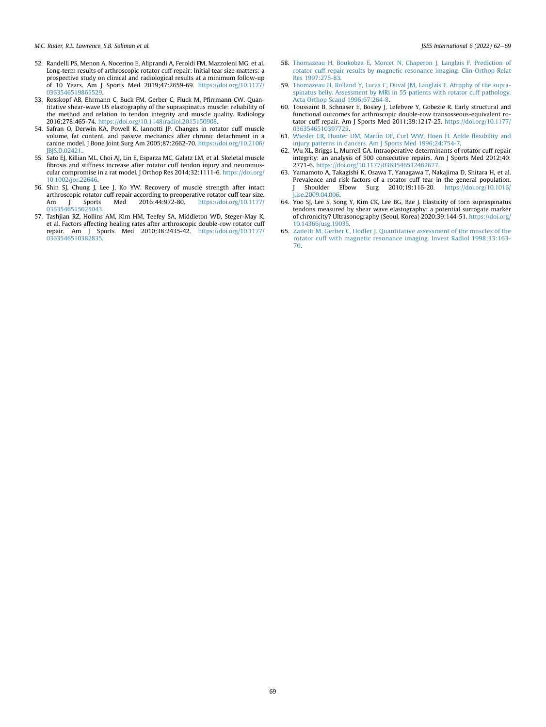52. Randelli PS, Menon A, Nocerino E, Aliprandi A, Feroldi FM, Mazzoleni MG, et al. Long-term results of arthroscopic rotator cuff repair: Initial tear size matters: a prospective study on clinical and radiological results at a minimum follow-up of 10 Years. Am J Sports Med 2019;47:2659-69. https://doi.org/10.1177/0363546519865529.
53. Rosskopf AB, Ehrmann C, Buck FM, Gerber C, Fluck M, Pfirrmann CW. Quantitative shear-wave US elastography of the supraspinatus muscle: reliability of the method and relation to tendon integrity and muscle quality. Radiology 2016;278:465-74. https://doi.org/10.1148/radiol.2015150908.
54. Safran O, Derwin KA, Powell K, Iannotti JP. Changes in rotator cuff muscle volume, fat content, and passive mechanics after chronic detachment in a canine model. J Bone Joint Surg Am 2005;87:2662-70. https://doi.org/10.2106/JBJS.D.02421.
55. Sato EJ, Killian ML, Choi AJ, Lin E, Esparza MC, Galatz LM, et al. Skeletal muscle fibrosis and stiffness increase after rotator cuff tendon injury and neuromuscular compromise in a rat model. J Orthop Res 2014;32:1111-6. https://doi.org/10.1002/jor.22646.
56. Shin SJ, Chung J, Lee J, Ko YW. Recovery of muscle strength after intact arthroscopic rotator cuff repair according to preoperative rotator cuff tear size. Am J Sports Med 2016;44:972-80. https://doi.org/10.1177/0363546515625043.
57. Tashjian RZ, Hollins AM, Kim HM, Teefey SA, Middleton WD, Steger-May K, et al. Factors affecting healing rates after arthroscopic double-row rotator cuff repair. Am J Sports Med 2010;38:2435-42. https://doi.org/10.1177/0363546510382835.
58. Thomazeau H, Boukobza E, Morcet N, Chaperon J, Langlais F. Prediction of rotator cuff repair results by magnetic resonance imaging. Clin Orthop Relat Res 1997:275-83.
59. Thomazeau H, Rolland Y, Lucas C, Duval JM, Langlais F. Atrophy of the supraspinatus belly. Assessment by MRI in 55 patients with rotator cuff pathology. Acta Orthop Scand 1996;67:264-8.
60. Toussaint B, Schnaser E, Bosley J, Lefebvre Y, Gobezie R. Early structural and functional outcomes for arthroscopic double-row transosseous-equivalent rotator cuff repair. Am J Sports Med 2011;39:1217-25. https://doi.org/10.1177/0363546510397725.
61. Wiesler ER, Hunter DM, Martin DF, Curl WW, Hoen H. Ankle flexibility and injury patterns in dancers. Am J Sports Med 1996;24:754-7.
62. Wu XL, Briggs L, Murrell GA. Intraoperative determinants of rotator cuff repair integrity: an analysis of 500 consecutive repairs. Am J Sports Med 2012;40:2771-6. https://doi.org/10.1177/0363546512462677.
63. Yamamoto A, Takagishi K, Osawa T, Yanagawa T, Nakajima D, Shitara H, et al. Prevalence and risk factors of a rotator cuff tear in the general population. J Shoulder Elbow Surg 2010;19:116-20. https://doi.org/10.1016/j.jse.2009.04.006.
64. Yoo SJ, Lee S, Song Y, Kim CK, Lee BG, Bae J. Elasticity of torn supraspinatus tendons measured by shear wave elastography: a potential surrogate marker of chronicity? Ultrasonography (Seoul, Korea) 2020;39:144-51. https://doi.org/10.14366/usg.19035.
65. Zanetti M, Gerber C, Hodler J. Quantitative assessment of the muscles of the rotator cuff with magnetic resonance imaging. Invest Radiol 1998;33:163-70.